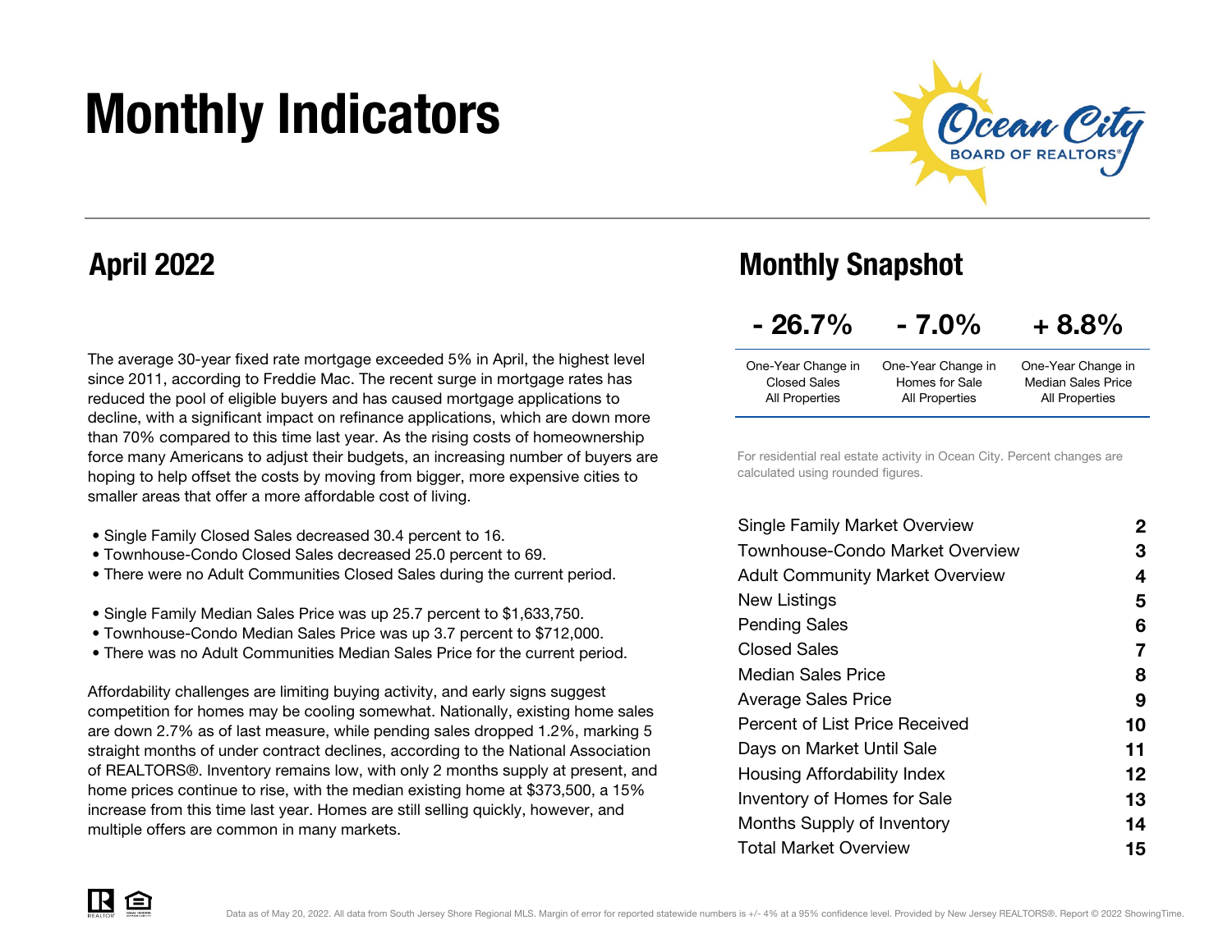# Monthly Indicators

## April 2022

The average 30-year fixed rate mortgage exceeded 5% in April, the highest level since 2011, according to Freddie Mac. The recent surge in mortgage rates has reduced the pool of eligible buyers and has caused mortgage applications to decline, with a significant impact on refinance applications, which are down more than 70% compared to this time last year. As the rising costs of homeownership force many Americans to adjust their budgets, an increasing number of buyers are hoping to help offset the costs by moving from bigger, more expensive cities to smaller areas that offer a more affordable cost of living.

- Single Family Closed Sales decreased 30.4 percent to 16.
- Townhouse-Condo Closed Sales decreased 25.0 percent to 69.
- There were no Adult Communities Closed Sales during the current period.

- Single Family Median Sales Price was up 25.7 percent to $1,633,750.
- Townhouse-Condo Median Sales Price was up 3.7 percent to $712,000.
- There was no Adult Communities Median Sales Price for the current period.

Affordability challenges are limiting buying activity, and early signs suggest competition for homes may be cooling somewhat. Nationally, existing home sales are down 2.7% as of last measure, while pending sales dropped 1.2%, marking 5 straight months of under contract declines, according to the National Association of REALTORS®. Inventory remains low, with only 2 months supply at present, and home prices continue to rise, with the median existing home at $373,500, a 15% increase from this time last year. Homes are still selling quickly, however, and multiple offers are common in many markets.

## Monthly Snapshot

| - 26.7% | - 7.0% | + 8.8% |
|---|---|---|
| One-Year Change in Closed Sales All Properties | One-Year Change in Homes for Sale All Properties | One-Year Change in Median Sales Price All Properties |

For residential real estate activity in Ocean City. Percent changes are calculated using rounded figures.

| | |
|---|---|
| Single Family Market Overview | 2 |
| Townhouse-Condo Market Overview | 3 |
| Adult Community Market Overview | 4 |
| New Listings | 5 |
| Pending Sales | 6 |
| Closed Sales | 7 |
| Median Sales Price | 8 |
| Average Sales Price | 9 |
| Percent of List Price Received | 10 |
| Days on Market Until Sale | 11 |
| Housing Affordability Index | 12 |
| Inventory of Homes for Sale | 13 |
| Months Supply of Inventory | 14 |
| Total Market Overview | 15 |

Data as of May 20, 2022. All data from South Jersey Shore Regional MLS. Margin of error for reported statewide numbers is +/- 4% at a 95% confidence level. Provided by New Jersey REALTORS®. Report © 2022 ShowingTime.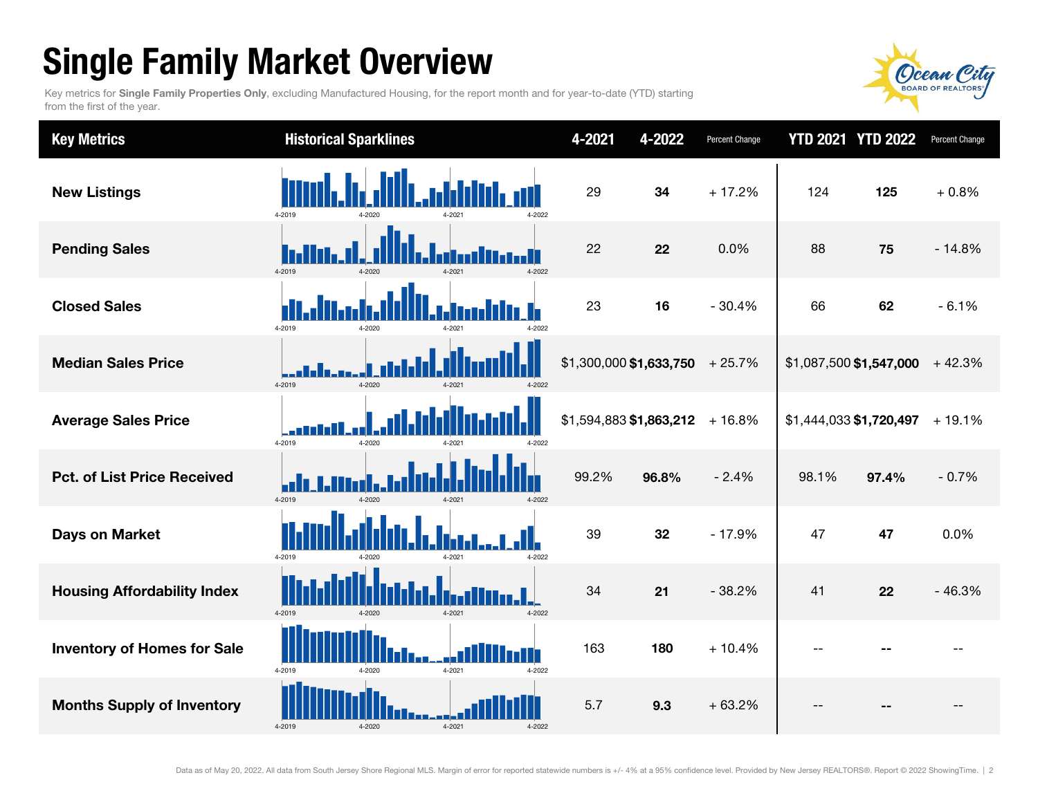# Single Family Market Overview

Key metrics for **Single Family Properties Only**, excluding Manufactured Housing, for the report month and for year-to-date (YTD) starting from the first of the year.

| Key Metrics | Historical Sparklines | 4-2021 | 4-2022 | Percent Change | YTD 2021 | YTD 2022 | Percent Change |
|---|---|---|---|---|---|---|---|
| New Listings | 4-2019 4-2020 4-2021 4-2022 | 29 | **34** | + 17.2% | 124 | **125** | + 0.8% |
| Pending Sales | 4-2019 4-2020 4-2021 4-2022 | 22 | **22** | 0.0% | 88 | **75** | - 14.8% |
| Closed Sales | 4-2019 4-2020 4-2021 4-2022 | 23 | **16** | - 30.4% | 66 | **62** | - 6.1% |
| Median Sales Price | 4-2019 4-2020 4-2021 4-2022 | $1,300,000 | **$1,633,750** | + 25.7% | $1,087,500 | **$1,547,000** | + 42.3% |
| Average Sales Price | 4-2019 4-2020 4-2021 4-2022 | $1,594,883 | **$1,863,212** | + 16.8% | $1,444,033 | **$1,720,497** | + 19.1% |
| Pct. of List Price Received | 4-2019 4-2020 4-2021 4-2022 | 99.2% | **96.8%** | - 2.4% | 98.1% | **97.4%** | - 0.7% |
| Days on Market | 4-2019 4-2020 4-2021 4-2022 | 39 | **32** | - 17.9% | 47 | **47** | 0.0% |
| Housing Affordability Index | 4-2019 4-2020 4-2021 4-2022 | 34 | **21** | - 38.2% | 41 | **22** | - 46.3% |
| Inventory of Homes for Sale | 4-2019 4-2020 4-2021 4-2022 | 163 | **180** | + 10.4% | -- | **--** | -- |
| Months Supply of Inventory | 4-2019 4-2020 4-2021 4-2022 | 5.7 | **9.3** | + 63.2% | -- | **--** | -- |

Data as of May 20, 2022. All data from South Jersey Shore Regional MLS. Margin of error for reported statewide numbers is +/- 4% at a 95% confidence level. Provided by New Jersey REALTORS®. Report © 2022 ShowingTime.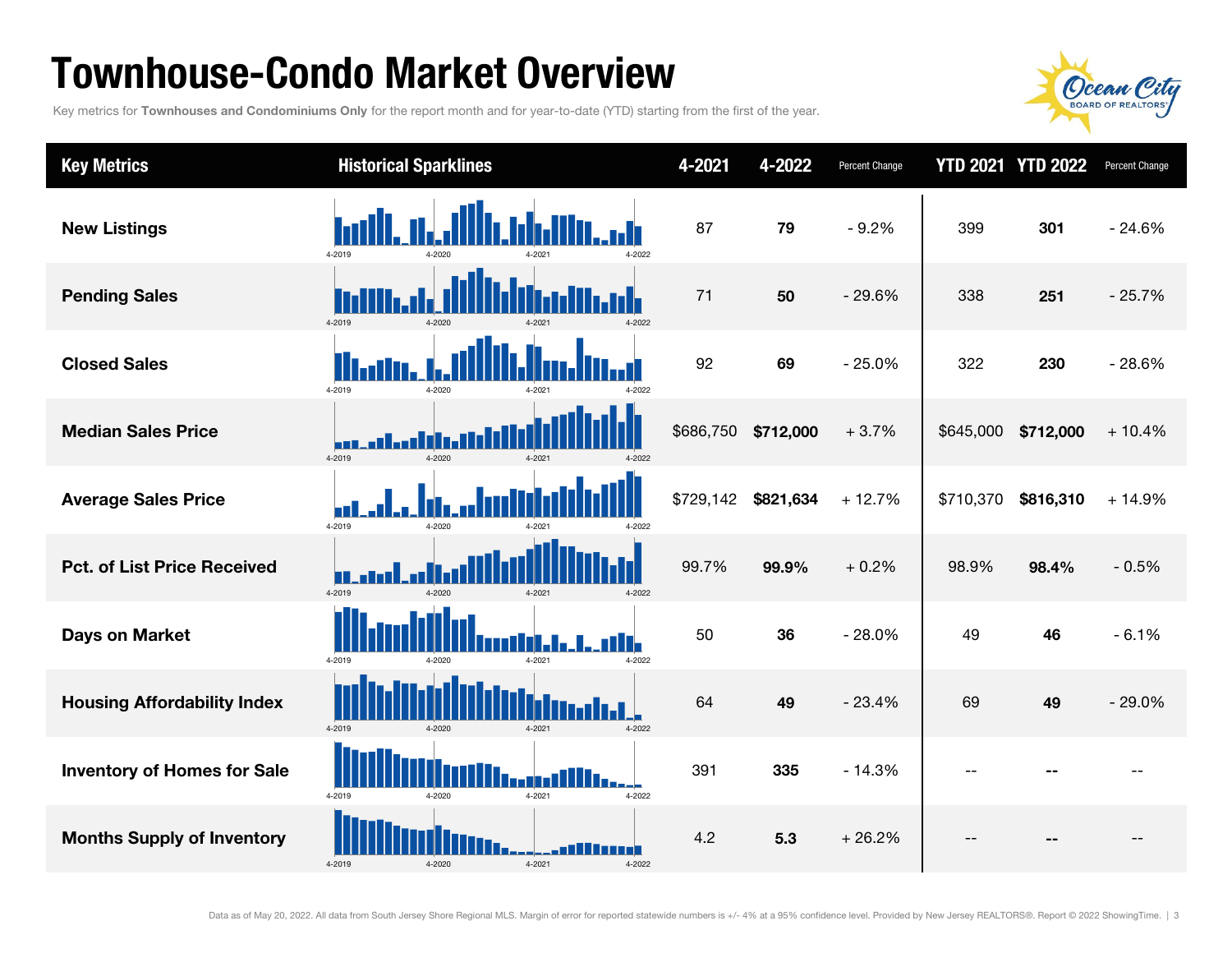# Townhouse-Condo Market Overview

Key metrics for **Townhouses and Condominiums Only** for the report month and for year-to-date (YTD) starting from the first of the year.

| Key Metrics | Historical Sparklines | 4-2021 | 4-2022 | Percent Change | YTD 2021 | YTD 2022 | Percent Change |
|---|---|---|---|---|---|---|---|
| New Listings | 4-2019 4-2020 4-2021 4-2022 | 87 | **79** | - 9.2% | 399 | **301** | - 24.6% |
| Pending Sales | 4-2019 4-2020 4-2021 4-2022 | 71 | **50** | - 29.6% | 338 | **251** | - 25.7% |
| Closed Sales | 4-2019 4-2020 4-2021 4-2022 | 92 | **69** | - 25.0% | 322 | **230** | - 28.6% |
| Median Sales Price | 4-2019 4-2020 4-2021 4-2022 | $686,750 | **$712,000** | + 3.7% | $645,000 | **$712,000** | + 10.4% |
| Average Sales Price | 4-2019 4-2020 4-2021 4-2022 | $729,142 | **$821,634** | + 12.7% | $710,370 | **$816,310** | + 14.9% |
| Pct. of List Price Received | 4-2019 4-2020 4-2021 4-2022 | 99.7% | **99.9%** | + 0.2% | 98.9% | **98.4%** | - 0.5% |
| Days on Market | 4-2019 4-2020 4-2021 4-2022 | 50 | **36** | - 28.0% | 49 | **46** | - 6.1% |
| Housing Affordability Index | 4-2019 4-2020 4-2021 4-2022 | 64 | **49** | - 23.4% | 69 | **49** | - 29.0% |
| Inventory of Homes for Sale | 4-2019 4-2020 4-2021 4-2022 | 391 | **335** | - 14.3% | -- | **--** | -- |
| Months Supply of Inventory | 4-2019 4-2020 4-2021 4-2022 | 4.2 | **5.3** | + 26.2% | -- | **--** | -- |

Data as of May 20, 2022. All data from South Jersey Shore Regional MLS. Margin of error for reported statewide numbers is +/- 4% at a 95% confidence level. Provided by New Jersey REALTORS®. Report © 2022 ShowingTime.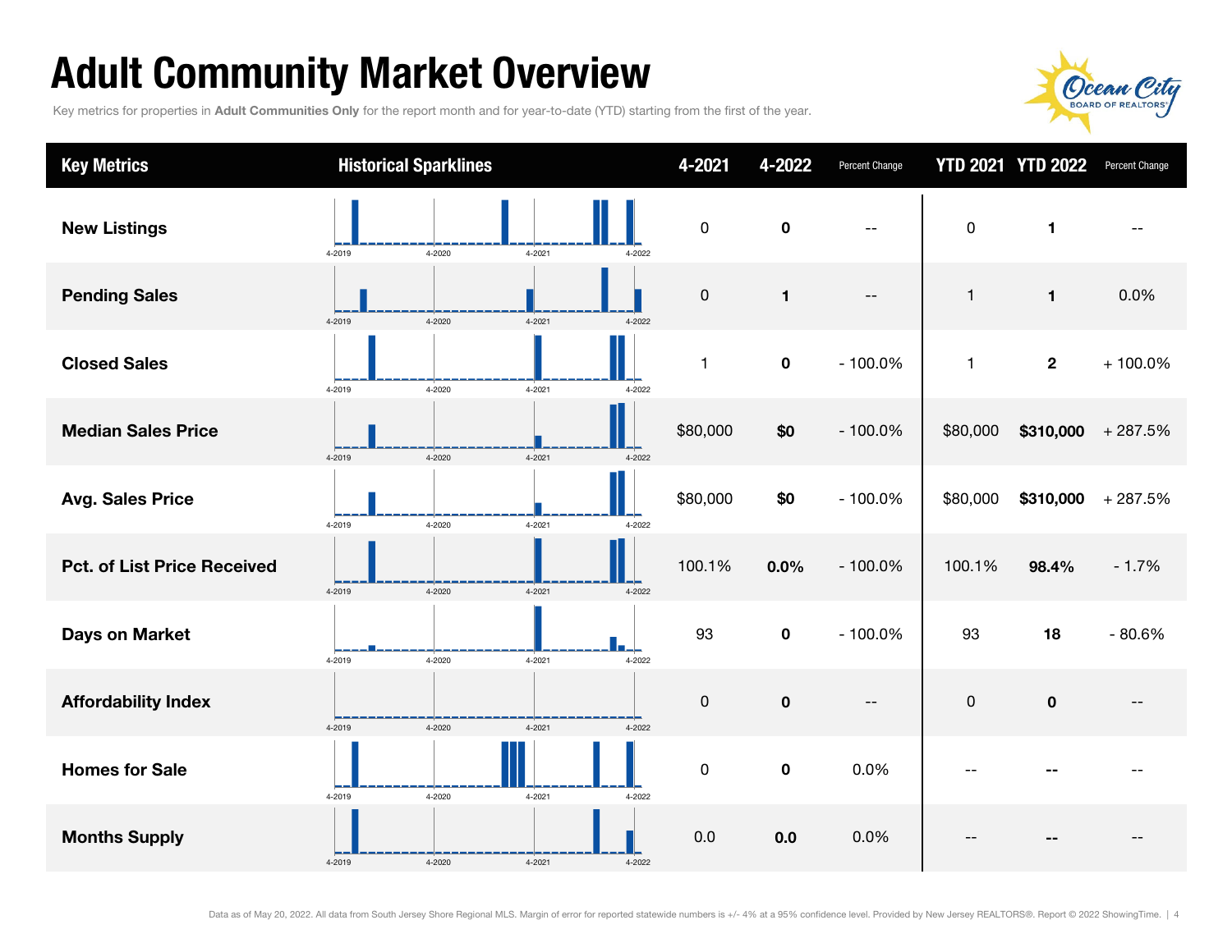# Adult Community Market Overview

Key metrics for properties in **Adult Communities Only** for the report month and for year-to-date (YTD) starting from the first of the year.

| Key Metrics | Historical Sparklines | 4-2021 | 4-2022 | Percent Change | YTD 2021 | YTD 2022 | Percent Change |
|---|---|---|---|---|---|---|---|
| New Listings | 4-2019 4-2020 4-2021 4-2022 | 0 | **0** | -- | 0 | **1** | -- |
| Pending Sales | 4-2019 4-2020 4-2021 4-2022 | 0 | **1** | -- | 1 | **1** | 0.0% |
| Closed Sales | 4-2019 4-2020 4-2021 4-2022 | 1 | **0** | - 100.0% | 1 | **2** | + 100.0% |
| Median Sales Price | 4-2019 4-2020 4-2021 4-2022 | $80,000 | **$0** | - 100.0% | $80,000 | **$310,000** | + 287.5% |
| Avg. Sales Price | 4-2019 4-2020 4-2021 4-2022 | $80,000 | **$0** | - 100.0% | $80,000 | **$310,000** | + 287.5% |
| Pct. of List Price Received | 4-2019 4-2020 4-2021 4-2022 | 100.1% | **0.0%** | - 100.0% | 100.1% | **98.4%** | - 1.7% |
| Days on Market | 4-2019 4-2020 4-2021 4-2022 | 93 | **0** | - 100.0% | 93 | **18** | - 80.6% |
| Affordability Index | 4-2019 4-2020 4-2021 4-2022 | 0 | **0** | -- | 0 | **0** | -- |
| Homes for Sale | 4-2019 4-2020 4-2021 4-2022 | 0 | **0** | 0.0% | -- | **--** | -- |
| Months Supply | 4-2019 4-2020 4-2021 4-2022 | 0.0 | **0.0** | 0.0% | -- | **--** | -- |

Data as of May 20, 2022. All data from South Jersey Shore Regional MLS. Margin of error for reported statewide numbers is +/- 4% at a 95% confidence level. Provided by New Jersey REALTORS®. Report © 2022 ShowingTime.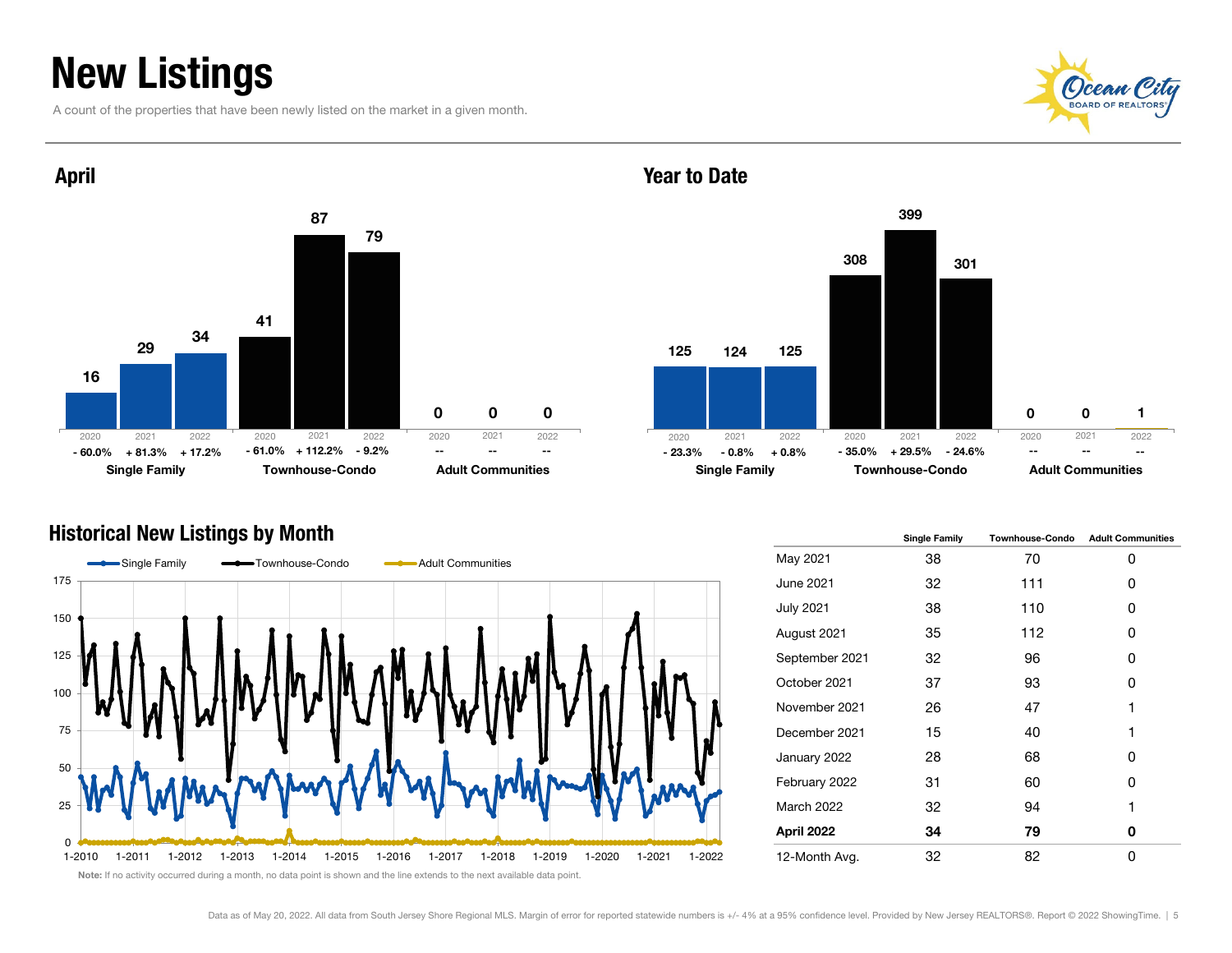# New Listings

A count of the properties that have been newly listed on the market in a given month.

## April

| | 2020 | 2021 | 2022 |
|---|---|---|---|
| Single Family | 16 | 29 | 34 |
| | - 60.0% | + 81.3% | + 17.2% |
| Townhouse-Condo | 41 | 87 | 79 |
| | - 61.0% | + 112.2% | - 9.2% |
| Adult Communities | 0 | 0 | 0 |
| | -- | -- | -- |

## Year to Date

| | 2020 | 2021 | 2022 |
|---|---|---|---|
| Single Family | 125 | 124 | 125 |
| | - 23.3% | - 0.8% | + 0.8% |
| Townhouse-Condo | 308 | 399 | 301 |
| | - 35.0% | + 29.5% | - 24.6% |
| Adult Communities | 0 | 0 | 1 |
| | -- | -- | -- |

## Historical New Listings by Month

Single Family / Townhouse-Condo / Adult Communities

Note: If no activity occurred during a month, no data point is shown and the line extends to the next available data point.

| | Single Family | Townhouse-Condo | Adult Communities |
|---|---|---|---|
| May 2021 | 38 | 70 | 0 |
| June 2021 | 32 | 111 | 0 |
| July 2021 | 38 | 110 | 0 |
| August 2021 | 35 | 112 | 0 |
| September 2021 | 32 | 96 | 0 |
| October 2021 | 37 | 93 | 0 |
| November 2021 | 26 | 47 | 1 |
| December 2021 | 15 | 40 | 1 |
| January 2022 | 28 | 68 | 0 |
| February 2022 | 31 | 60 | 0 |
| March 2022 | 32 | 94 | 1 |
| **April 2022** | **34** | **79** | **0** |
| 12-Month Avg. | 32 | 82 | 0 |

Data as of May 20, 2022. All data from South Jersey Shore Regional MLS. Margin of error for reported statewide numbers is +/- 4% at a 95% confidence level. Provided by New Jersey REALTORS®. Report © 2022 ShowingTime.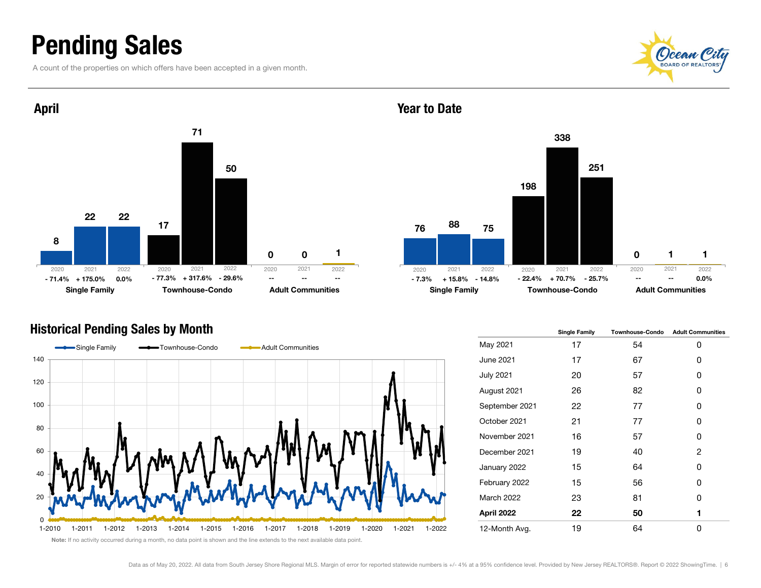# Pending Sales

A count of the properties on which offers have been accepted in a given month.

## April

| | 2020 | 2021 | 2022 |
|---|---|---|---|
| **Single Family** | 8 | 22 | 22 |
| | - 71.4% | + 175.0% | 0.0% |
| **Townhouse-Condo** | 17 | 71 | 50 |
| | - 77.3% | + 317.6% | - 29.6% |
| **Adult Communities** | 0 | 0 | 1 |
| | -- | -- | -- |

## Year to Date

| | 2020 | 2021 | 2022 |
|---|---|---|---|
| **Single Family** | 76 | 88 | 75 |
| | - 7.3% | + 15.8% | - 14.8% |
| **Townhouse-Condo** | 198 | 338 | 251 |
| | - 22.4% | + 70.7% | - 25.7% |
| **Adult Communities** | 0 | 1 | 1 |
| | -- | -- | 0.0% |

## Historical Pending Sales by Month

Single Family / Townhouse-Condo / Adult Communities

Note: If no activity occurred during a month, no data point is shown and the line extends to the next available data point.

| | Single Family | Townhouse-Condo | Adult Communities |
|---|---|---|---|
| May 2021 | 17 | 54 | 0 |
| June 2021 | 17 | 67 | 0 |
| July 2021 | 20 | 57 | 0 |
| August 2021 | 26 | 82 | 0 |
| September 2021 | 22 | 77 | 0 |
| October 2021 | 21 | 77 | 0 |
| November 2021 | 16 | 57 | 0 |
| December 2021 | 19 | 40 | 2 |
| January 2022 | 15 | 64 | 0 |
| February 2022 | 15 | 56 | 0 |
| March 2022 | 23 | 81 | 0 |
| **April 2022** | **22** | **50** | **1** |
| 12-Month Avg. | 19 | 64 | 0 |

Data as of May 20, 2022. All data from South Jersey Shore Regional MLS. Margin of error for reported statewide numbers is +/- 4% at a 95% confidence level. Provided by New Jersey REALTORS®. Report © 2022 ShowingTime.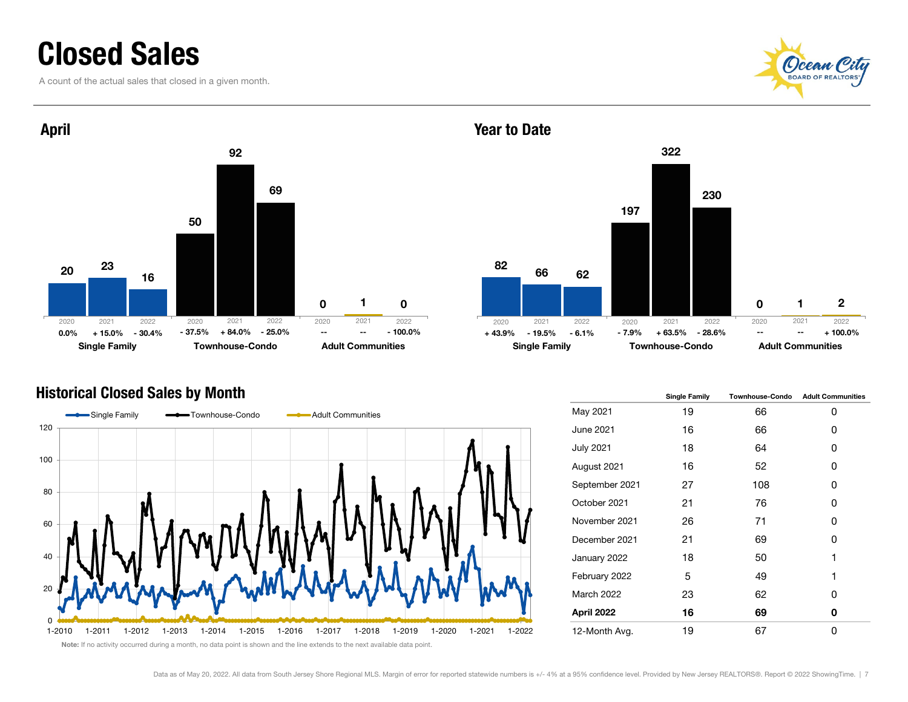# Closed Sales

A count of the actual sales that closed in a given month.

## April

| | 2020 | 2021 | 2022 |
|---|---|---|---|
| Single Family | 20 | 23 | 16 |
| Change | 0.0% | + 15.0% | - 30.4% |
| Townhouse-Condo | 50 | 92 | 69 |
| Change | - 37.5% | + 84.0% | - 25.0% |
| Adult Communities | 0 | 1 | 0 |
| Change | -- | -- | - 100.0% |

## Year to Date

| | 2020 | 2021 | 2022 |
|---|---|---|---|
| Single Family | 82 | 66 | 62 |
| Change | + 43.9% | - 19.5% | - 6.1% |
| Townhouse-Condo | 197 | 322 | 230 |
| Change | - 7.9% | + 63.5% | - 28.6% |
| Adult Communities | 0 | 1 | 2 |
| Change | -- | -- | + 100.0% |

## Historical Closed Sales by Month

Note: If no activity occurred during a month, no data point is shown and the line extends to the next available data point.

| | Single Family | Townhouse-Condo | Adult Communities |
|---|---|---|---|
| May 2021 | 19 | 66 | 0 |
| June 2021 | 16 | 66 | 0 |
| July 2021 | 18 | 64 | 0 |
| August 2021 | 16 | 52 | 0 |
| September 2021 | 27 | 108 | 0 |
| October 2021 | 21 | 76 | 0 |
| November 2021 | 26 | 71 | 0 |
| December 2021 | 21 | 69 | 0 |
| January 2022 | 18 | 50 | 1 |
| February 2022 | 5 | 49 | 1 |
| March 2022 | 23 | 62 | 0 |
| **April 2022** | **16** | **69** | **0** |
| 12-Month Avg. | 19 | 67 | 0 |

Data as of May 20, 2022. All data from South Jersey Shore Regional MLS. Margin of error for reported statewide numbers is +/- 4% at a 95% confidence level. Provided by New Jersey REALTORS®. Report © 2022 ShowingTime.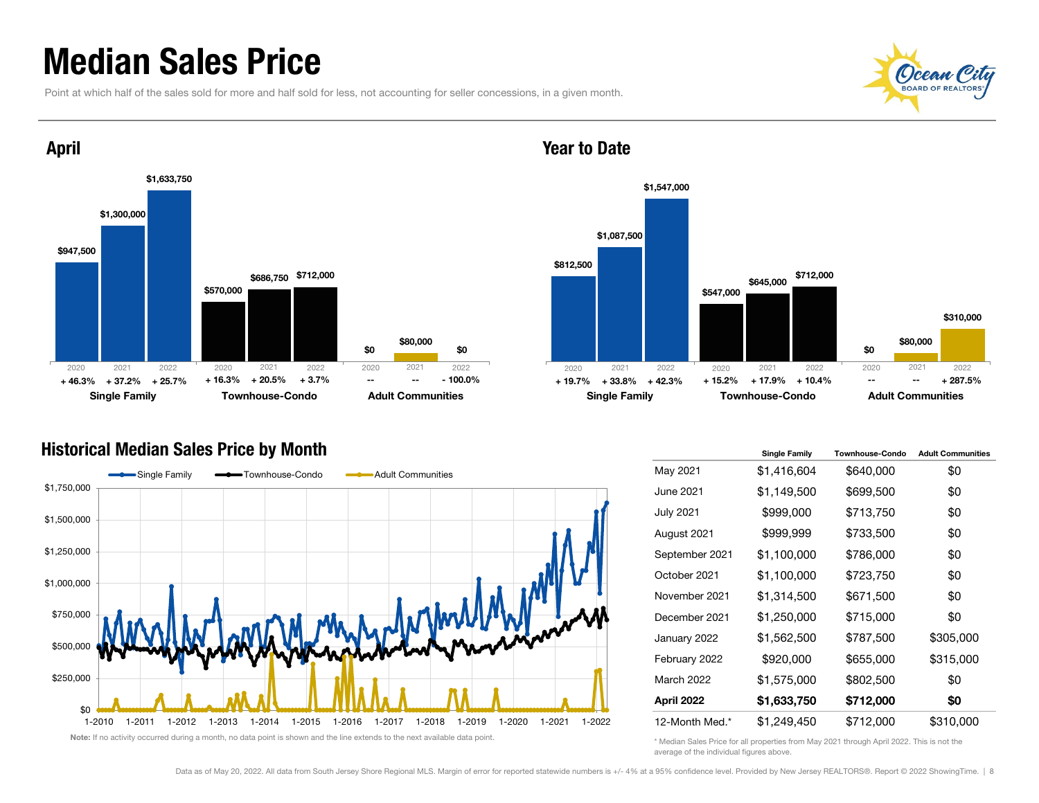# Median Sales Price

Point at which half of the sales sold for more and half sold for less, not accounting for seller concessions, in a given month.

## April

| | 2020 | 2021 | 2022 |
|---|---|---|---|
| **Single Family** | $947,500 | $1,300,000 | $1,633,750 |
| Change | + 46.3% | + 37.2% | + 25.7% |
| **Townhouse-Condo** | $570,000 | $686,750 | $712,000 |
| Change | + 16.3% | + 20.5% | + 3.7% |
| **Adult Communities** | $0 | $80,000 | $0 |
| Change | -- | -- | - 100.0% |

## Year to Date

| | 2020 | 2021 | 2022 |
|---|---|---|---|
| **Single Family** | $812,500 | $1,087,500 | $1,547,000 |
| Change | + 19.7% | + 33.8% | + 42.3% |
| **Townhouse-Condo** | $547,000 | $645,000 | $712,000 |
| Change | + 15.2% | + 17.9% | + 10.4% |
| **Adult Communities** | $0 | $80,000 | $310,000 |
| Change | -- | -- | + 287.5% |

## Historical Median Sales Price by Month

Note: If no activity occurred during a month, no data point is shown and the line extends to the next available data point.

| | Single Family | Townhouse-Condo | Adult Communities |
|---|---|---|---|
| May 2021 | $1,416,604 | $640,000 | $0 |
| June 2021 | $1,149,500 | $699,500 | $0 |
| July 2021 | $999,000 | $713,750 | $0 |
| August 2021 | $999,999 | $733,500 | $0 |
| September 2021 | $1,100,000 | $786,000 | $0 |
| October 2021 | $1,100,000 | $723,750 | $0 |
| November 2021 | $1,314,500 | $671,500 | $0 |
| December 2021 | $1,250,000 | $715,000 | $0 |
| January 2022 | $1,562,500 | $787,500 | $305,000 |
| February 2022 | $920,000 | $655,000 | $315,000 |
| March 2022 | $1,575,000 | $802,500 | $0 |
| **April 2022** | **$1,633,750** | **$712,000** | **$0** |
| 12-Month Med.* | $1,249,450 | $712,000 | $310,000 |

\* Median Sales Price for all properties from May 2021 through April 2022. This is not the average of the individual figures above.

Data as of May 20, 2022. All data from South Jersey Shore Regional MLS. Margin of error for reported statewide numbers is +/- 4% at a 95% confidence level. Provided by New Jersey REALTORS®. Report © 2022 ShowingTime.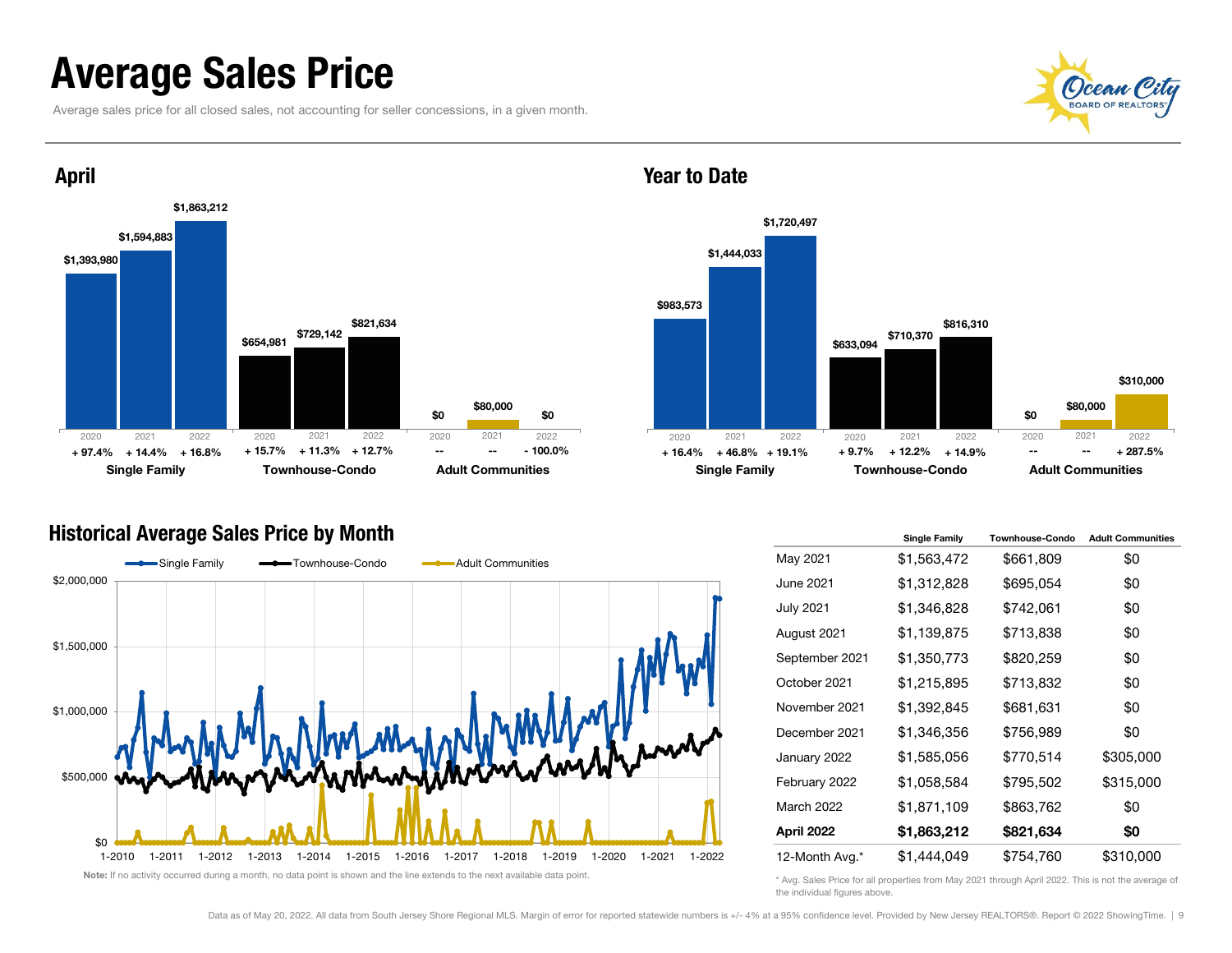# Average Sales Price

Average sales price for all closed sales, not accounting for seller concessions, in a given month.

## April

| | 2020 | 2021 | 2022 |
|---|---|---|---|
| Single Family | $1,393,980 | $1,594,883 | $1,863,212 |
| | + 97.4% | + 14.4% | + 16.8% |
| Townhouse-Condo | $654,981 | $729,142 | $821,634 |
| | + 15.7% | + 11.3% | + 12.7% |
| Adult Communities | $0 | $80,000 | $0 |
| | -- | -- | - 100.0% |

## Year to Date

| | 2020 | 2021 | 2022 |
|---|---|---|---|
| Single Family | $983,573 | $1,444,033 | $1,720,497 |
| | + 16.4% | + 46.8% | + 19.1% |
| Townhouse-Condo | $633,094 | $710,370 | $816,310 |
| | + 9.7% | + 12.2% | + 14.9% |
| Adult Communities | $0 | $80,000 | $310,000 |
| | -- | -- | + 287.5% |

## Historical Average Sales Price by Month

Single Family, Townhouse-Condo, Adult Communities

**Note:** If no activity occurred during a month, no data point is shown and the line extends to the next available data point.

| | Single Family | Townhouse-Condo | Adult Communities |
|---|---|---|---|
| May 2021 | $1,563,472 | $661,809 | $0 |
| June 2021 | $1,312,828 | $695,054 | $0 |
| July 2021 | $1,346,828 | $742,061 | $0 |
| August 2021 | $1,139,875 | $713,838 | $0 |
| September 2021 | $1,350,773 | $820,259 | $0 |
| October 2021 | $1,215,895 | $713,832 | $0 |
| November 2021 | $1,392,845 | $681,631 | $0 |
| December 2021 | $1,346,356 | $756,989 | $0 |
| January 2022 | $1,585,056 | $770,514 | $305,000 |
| February 2022 | $1,058,584 | $795,502 | $315,000 |
| March 2022 | $1,871,109 | $863,762 | $0 |
| **April 2022** | **$1,863,212** | **$821,634** | **$0** |
| 12-Month Avg.* | $1,444,049 | $754,760 | $310,000 |

\* Avg. Sales Price for all properties from May 2021 through April 2022. This is not the average of the individual figures above.

Data as of May 20, 2022. All data from South Jersey Shore Regional MLS. Margin of error for reported statewide numbers is +/- 4% at a 95% confidence level. Provided by New Jersey REALTORS®. Report © 2022 ShowingTime.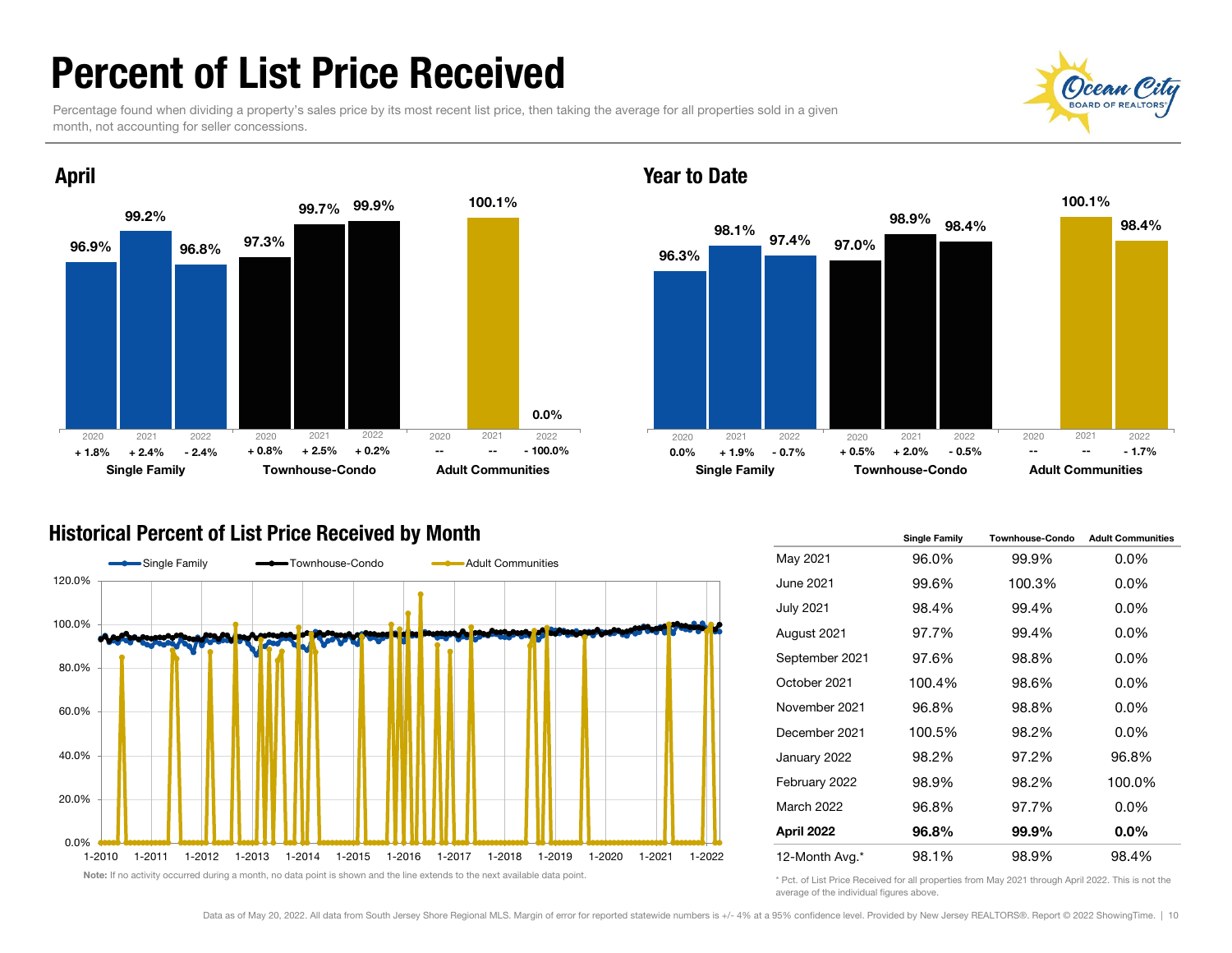# Percent of List Price Received

Percentage found when dividing a property's sales price by its most recent list price, then taking the average for all properties sold in a given month, not accounting for seller concessions.

## April

| | Single Family | | | Townhouse-Condo | | | Adult Communities | | |
|---|---|---|---|---|---|---|---|---|---|
| Year | 2020 | 2021 | 2022 | 2020 | 2021 | 2022 | 2020 | 2021 | 2022 |
| Value | 96.9% | 99.2% | 96.8% | 97.3% | 99.7% | 99.9% | | 100.1% | 0.0% |
| Change | + 1.8% | + 2.4% | - 2.4% | + 0.8% | + 2.5% | + 0.2% | -- | -- | - 100.0% |

## Year to Date

| | Single Family | | | Townhouse-Condo | | | Adult Communities | | |
|---|---|---|---|---|---|---|---|---|---|
| Year | 2020 | 2021 | 2022 | 2020 | 2021 | 2022 | 2020 | 2021 | 2022 |
| Value | 96.3% | 98.1% | 97.4% | 97.0% | 98.9% | 98.4% | | 100.1% | 98.4% |
| Change | 0.0% | + 1.9% | - 0.7% | + 0.5% | + 2.0% | - 0.5% | -- | -- | - 1.7% |

## Historical Percent of List Price Received by Month

Note: If no activity occurred during a month, no data point is shown and the line extends to the next available data point.

| | Single Family | Townhouse-Condo | Adult Communities |
|---|---|---|---|
| May 2021 | 96.0% | 99.9% | 0.0% |
| June 2021 | 99.6% | 100.3% | 0.0% |
| July 2021 | 98.4% | 99.4% | 0.0% |
| August 2021 | 97.7% | 99.4% | 0.0% |
| September 2021 | 97.6% | 98.8% | 0.0% |
| October 2021 | 100.4% | 98.6% | 0.0% |
| November 2021 | 96.8% | 98.8% | 0.0% |
| December 2021 | 100.5% | 98.2% | 0.0% |
| January 2022 | 98.2% | 97.2% | 96.8% |
| February 2022 | 98.9% | 98.2% | 100.0% |
| March 2022 | 96.8% | 97.7% | 0.0% |
| **April 2022** | **96.8%** | **99.9%** | **0.0%** |
| 12-Month Avg.* | 98.1% | 98.9% | 98.4% |

\* Pct. of List Price Received for all properties from May 2021 through April 2022. This is not the average of the individual figures above.

Data as of May 20, 2022. All data from South Jersey Shore Regional MLS. Margin of error for reported statewide numbers is +/- 4% at a 95% confidence level. Provided by New Jersey REALTORS®. Report © 2022 ShowingTime.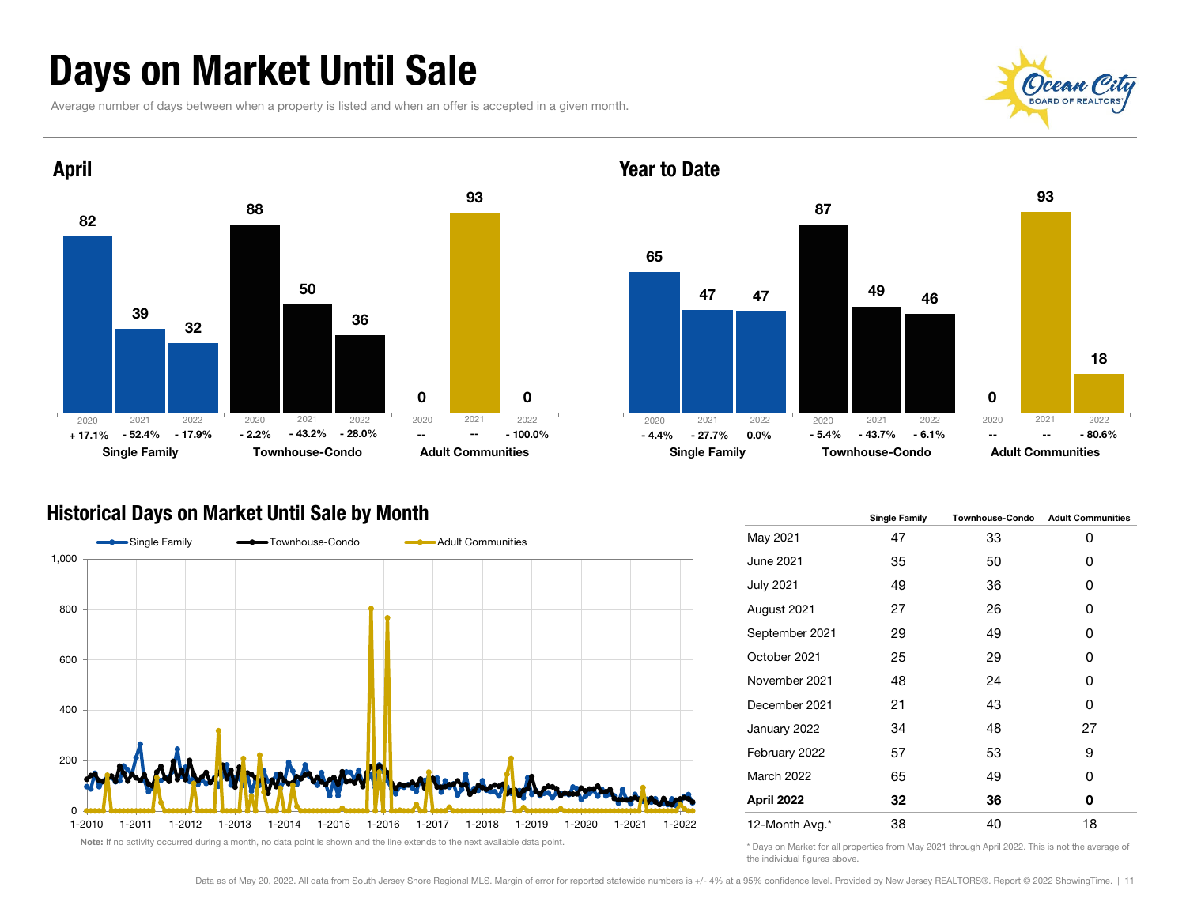# Days on Market Until Sale

Average number of days between when a property is listed and when an offer is accepted in a given month.

## April

| | 2020 | 2021 | 2022 |
|---|---|---|---|
| Single Family | 82 | 39 | 32 |
| Change | + 17.1% | - 52.4% | - 17.9% |
| Townhouse-Condo | 88 | 50 | 36 |
| Change | - 2.2% | - 43.2% | - 28.0% |
| Adult Communities | 0 | 93 | 0 |
| Change | -- | -- | - 100.0% |

## Year to Date

| | 2020 | 2021 | 2022 |
|---|---|---|---|
| Single Family | 65 | 47 | 47 |
| Change | - 4.4% | - 27.7% | 0.0% |
| Townhouse-Condo | 87 | 49 | 46 |
| Change | - 5.4% | - 43.7% | - 6.1% |
| Adult Communities | 0 | 93 | 18 |
| Change | -- | -- | - 80.6% |

## Historical Days on Market Until Sale by Month

Note: If no activity occurred during a month, no data point is shown and the line extends to the next available data point.

| | Single Family | Townhouse-Condo | Adult Communities |
|---|---|---|---|
| May 2021 | 47 | 33 | 0 |
| June 2021 | 35 | 50 | 0 |
| July 2021 | 49 | 36 | 0 |
| August 2021 | 27 | 26 | 0 |
| September 2021 | 29 | 49 | 0 |
| October 2021 | 25 | 29 | 0 |
| November 2021 | 48 | 24 | 0 |
| December 2021 | 21 | 43 | 0 |
| January 2022 | 34 | 48 | 27 |
| February 2022 | 57 | 53 | 9 |
| March 2022 | 65 | 49 | 0 |
| **April 2022** | **32** | **36** | **0** |
| 12-Month Avg.* | 38 | 40 | 18 |

\* Days on Market for all properties from May 2021 through April 2022. This is not the average of the individual figures above.

Data as of May 20, 2022. All data from South Jersey Shore Regional MLS. Margin of error for reported statewide numbers is +/- 4% at a 95% confidence level. Provided by New Jersey REALTORS®. Report © 2022 ShowingTime.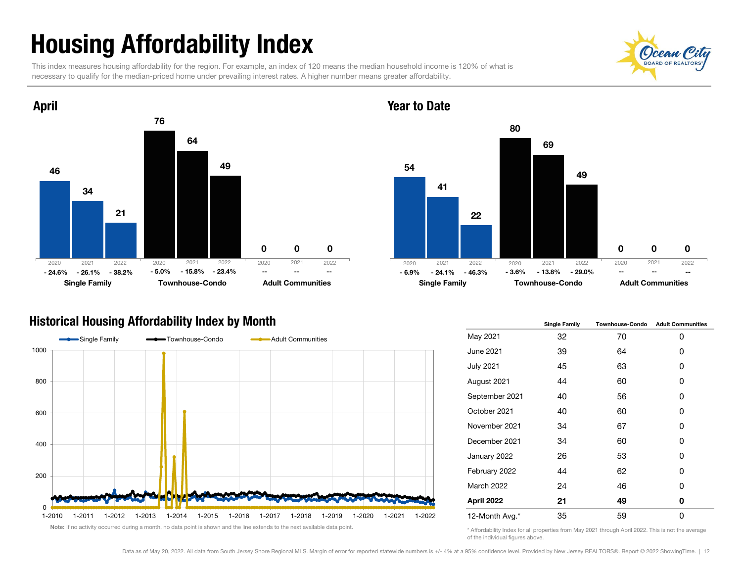# Housing Affordability Index

This index measures housing affordability for the region. For example, an index of 120 means the median household income is 120% of what is necessary to qualify for the median-priced home under prevailing interest rates. A higher number means greater affordability.

## April

| | 2020 | 2021 | 2022 |
|---|---|---|---|
| Single Family | 46 | 34 | 21 |
| | - 24.6% | - 26.1% | - 38.2% |
| Townhouse-Condo | 76 | 64 | 49 |
| | - 5.0% | - 15.8% | - 23.4% |
| Adult Communities | 0 | 0 | 0 |
| | -- | -- | -- |

## Year to Date

| | 2020 | 2021 | 2022 |
|---|---|---|---|
| Single Family | 54 | 41 | 22 |
| | - 6.9% | - 24.1% | - 46.3% |
| Townhouse-Condo | 80 | 69 | 49 |
| | - 3.6% | - 13.8% | - 29.0% |
| Adult Communities | 0 | 0 | 0 |
| | -- | -- | -- |

## Historical Housing Affordability Index by Month

Single Family / Townhouse-Condo / Adult Communities

Note: If no activity occurred during a month, no data point is shown and the line extends to the next available data point.

| | Single Family | Townhouse-Condo | Adult Communities |
|---|---|---|---|
| May 2021 | 32 | 70 | 0 |
| June 2021 | 39 | 64 | 0 |
| July 2021 | 45 | 63 | 0 |
| August 2021 | 44 | 60 | 0 |
| September 2021 | 40 | 56 | 0 |
| October 2021 | 40 | 60 | 0 |
| November 2021 | 34 | 67 | 0 |
| December 2021 | 34 | 60 | 0 |
| January 2022 | 26 | 53 | 0 |
| February 2022 | 44 | 62 | 0 |
| March 2022 | 24 | 46 | 0 |
| **April 2022** | **21** | **49** | **0** |
| 12-Month Avg.* | 35 | 59 | 0 |

* Affordability Index for all properties from May 2021 through April 2022. This is not the average of the individual figures above.

Data as of May 20, 2022. All data from South Jersey Shore Regional MLS. Margin of error for reported statewide numbers is +/- 4% at a 95% confidence level. Provided by New Jersey REALTORS®. Report © 2022 ShowingTime.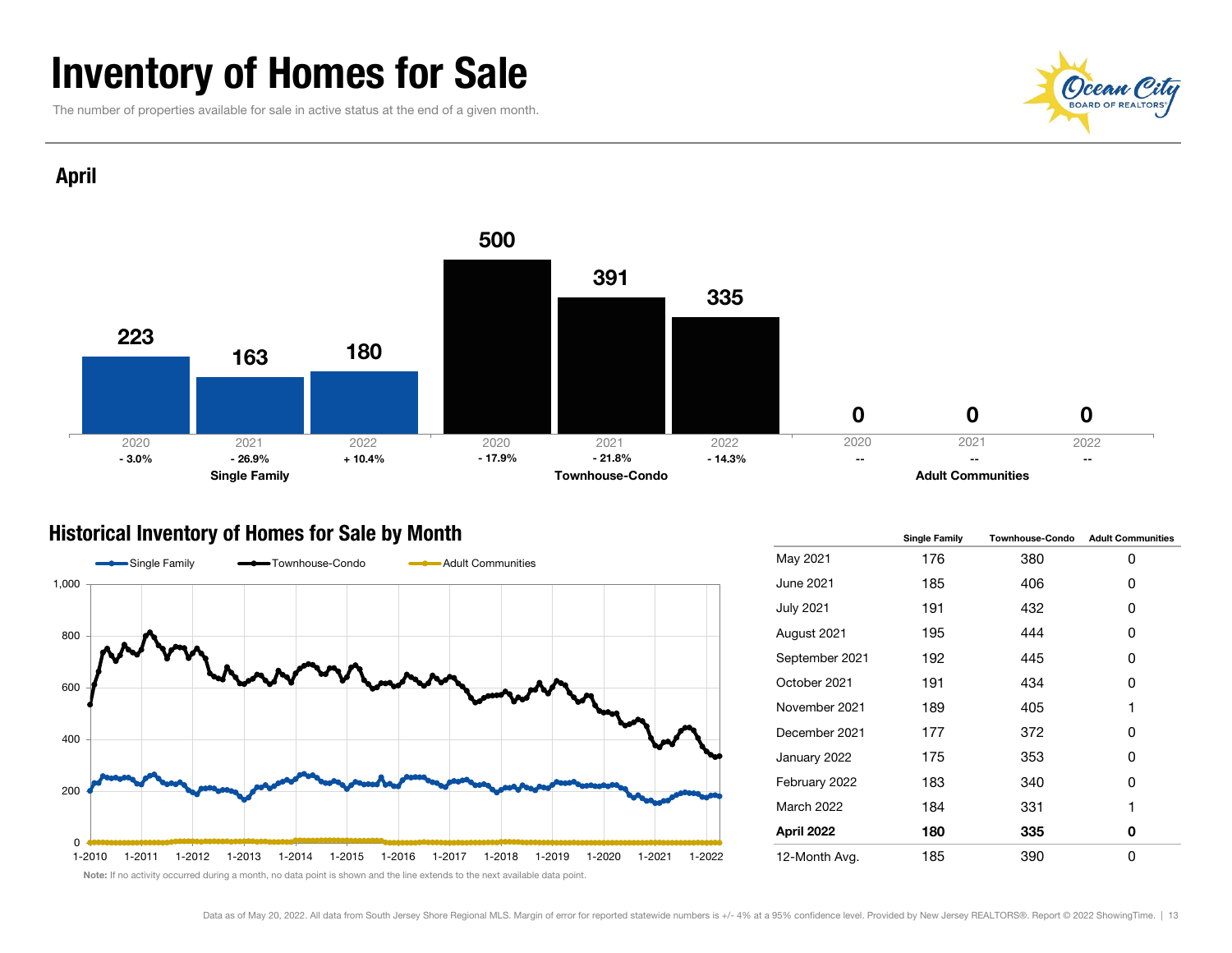# Inventory of Homes for Sale

The number of properties available for sale in active status at the end of a given month.

## April

| | 2020 | 2021 | 2022 |
|---|---|---|---|
| **Single Family** | 223 | 163 | 180 |
| Change | - 3.0% | - 26.9% | + 10.4% |
| **Townhouse-Condo** | 500 | 391 | 335 |
| Change | - 17.9% | - 21.8% | - 14.3% |
| **Adult Communities** | 0 | 0 | 0 |
| Change | -- | -- | -- |

## Historical Inventory of Homes for Sale by Month

**Note:** If no activity occurred during a month, no data point is shown and the line extends to the next available data point.

| | Single Family | Townhouse-Condo | Adult Communities |
|---|---|---|---|
| May 2021 | 176 | 380 | 0 |
| June 2021 | 185 | 406 | 0 |
| July 2021 | 191 | 432 | 0 |
| August 2021 | 195 | 444 | 0 |
| September 2021 | 192 | 445 | 0 |
| October 2021 | 191 | 434 | 0 |
| November 2021 | 189 | 405 | 1 |
| December 2021 | 177 | 372 | 0 |
| January 2022 | 175 | 353 | 0 |
| February 2022 | 183 | 340 | 0 |
| March 2022 | 184 | 331 | 1 |
| **April 2022** | **180** | **335** | **0** |
| 12-Month Avg. | 185 | 390 | 0 |

Data as of May 20, 2022. All data from South Jersey Shore Regional MLS. Margin of error for reported statewide numbers is +/- 4% at a 95% confidence level. Provided by New Jersey REALTORS®. Report © 2022 ShowingTime.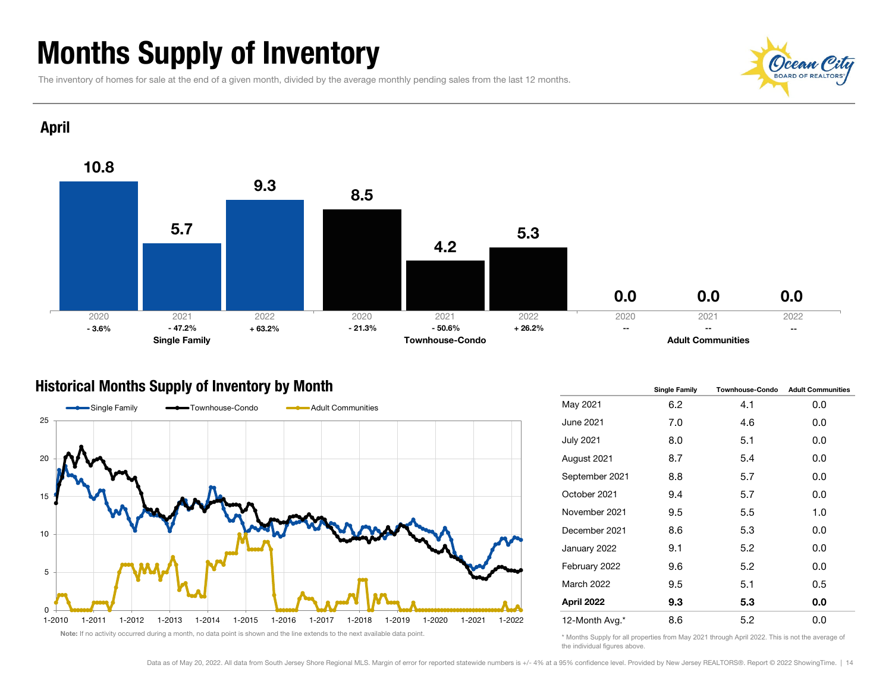# Months Supply of Inventory

The inventory of homes for sale at the end of a given month, divided by the average monthly pending sales from the last 12 months.

## April

| | 2020 | 2021 | 2022 |
|---|---|---|---|
| **Single Family** | 10.8 | 5.7 | 9.3 |
| Change | - 3.6% | - 47.2% | + 63.2% |
| **Townhouse-Condo** | 8.5 | 4.2 | 5.3 |
| Change | - 21.3% | - 50.6% | + 26.2% |
| **Adult Communities** | 0.0 | 0.0 | 0.0 |
| Change | -- | -- | -- |

## Historical Months Supply of Inventory by Month

Note: If no activity occurred during a month, no data point is shown and the line extends to the next available data point.

| | Single Family | Townhouse-Condo | Adult Communities |
|---|---|---|---|
| May 2021 | 6.2 | 4.1 | 0.0 |
| June 2021 | 7.0 | 4.6 | 0.0 |
| July 2021 | 8.0 | 5.1 | 0.0 |
| August 2021 | 8.7 | 5.4 | 0.0 |
| September 2021 | 8.8 | 5.7 | 0.0 |
| October 2021 | 9.4 | 5.7 | 0.0 |
| November 2021 | 9.5 | 5.5 | 1.0 |
| December 2021 | 8.6 | 5.3 | 0.0 |
| January 2022 | 9.1 | 5.2 | 0.0 |
| February 2022 | 9.6 | 5.2 | 0.0 |
| March 2022 | 9.5 | 5.1 | 0.5 |
| **April 2022** | **9.3** | **5.3** | **0.0** |
| 12-Month Avg.* | 8.6 | 5.2 | 0.0 |

\* Months Supply for all properties from May 2021 through April 2022. This is not the average of the individual figures above.

Data as of May 20, 2022. All data from South Jersey Shore Regional MLS. Margin of error for reported statewide numbers is +/- 4% at a 95% confidence level. Provided by New Jersey REALTORS®. Report © 2022 ShowingTime.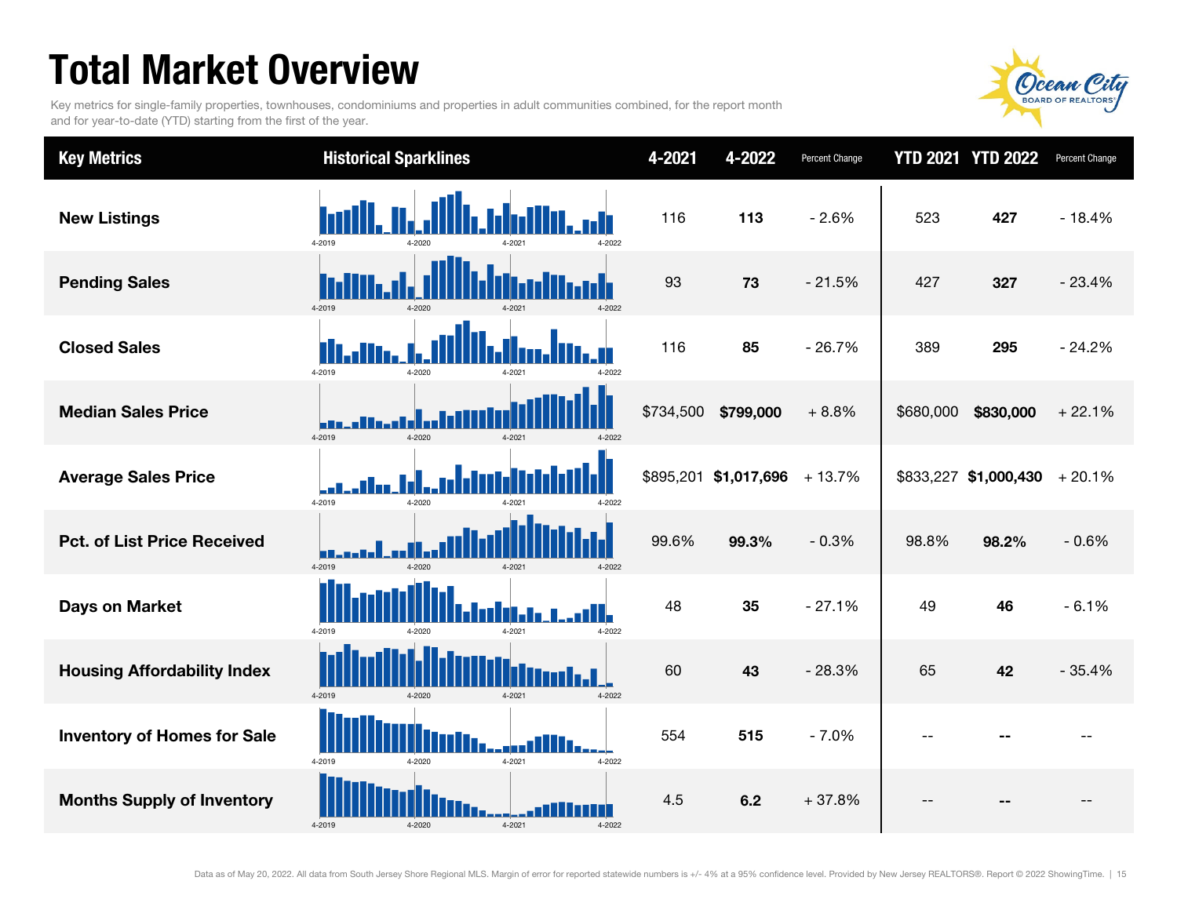# Total Market Overview

Key metrics for single-family properties, townhouses, condominiums and properties in adult communities combined, for the report month and for year-to-date (YTD) starting from the first of the year.

| Key Metrics | Historical Sparklines | 4-2021 | 4-2022 | Percent Change | YTD 2021 | YTD 2022 | Percent Change |
|---|---|---|---|---|---|---|---|
| New Listings | 4-2019 4-2020 4-2021 4-2022 | 116 | **113** | - 2.6% | 523 | **427** | - 18.4% |
| Pending Sales | 4-2019 4-2020 4-2021 4-2022 | 93 | **73** | - 21.5% | 427 | **327** | - 23.4% |
| Closed Sales | 4-2019 4-2020 4-2021 4-2022 | 116 | **85** | - 26.7% | 389 | **295** | - 24.2% |
| Median Sales Price | 4-2019 4-2020 4-2021 4-2022 | $734,500 | **$799,000** | + 8.8% | $680,000 | **$830,000** | + 22.1% |
| Average Sales Price | 4-2019 4-2020 4-2021 4-2022 | $895,201 | **$1,017,696** | + 13.7% | $833,227 | **$1,000,430** | + 20.1% |
| Pct. of List Price Received | 4-2019 4-2020 4-2021 4-2022 | 99.6% | **99.3%** | - 0.3% | 98.8% | **98.2%** | - 0.6% |
| Days on Market | 4-2019 4-2020 4-2021 4-2022 | 48 | **35** | - 27.1% | 49 | **46** | - 6.1% |
| Housing Affordability Index | 4-2019 4-2020 4-2021 4-2022 | 60 | **43** | - 28.3% | 65 | **42** | - 35.4% |
| Inventory of Homes for Sale | 4-2019 4-2020 4-2021 4-2022 | 554 | **515** | - 7.0% | -- | **--** | -- |
| Months Supply of Inventory | 4-2019 4-2020 4-2021 4-2022 | 4.5 | **6.2** | + 37.8% | -- | **--** | -- |

Data as of May 20, 2022. All data from South Jersey Shore Regional MLS. Margin of error for reported statewide numbers is +/- 4% at a 95% confidence level. Provided by New Jersey REALTORS®. Report © 2022 ShowingTime.